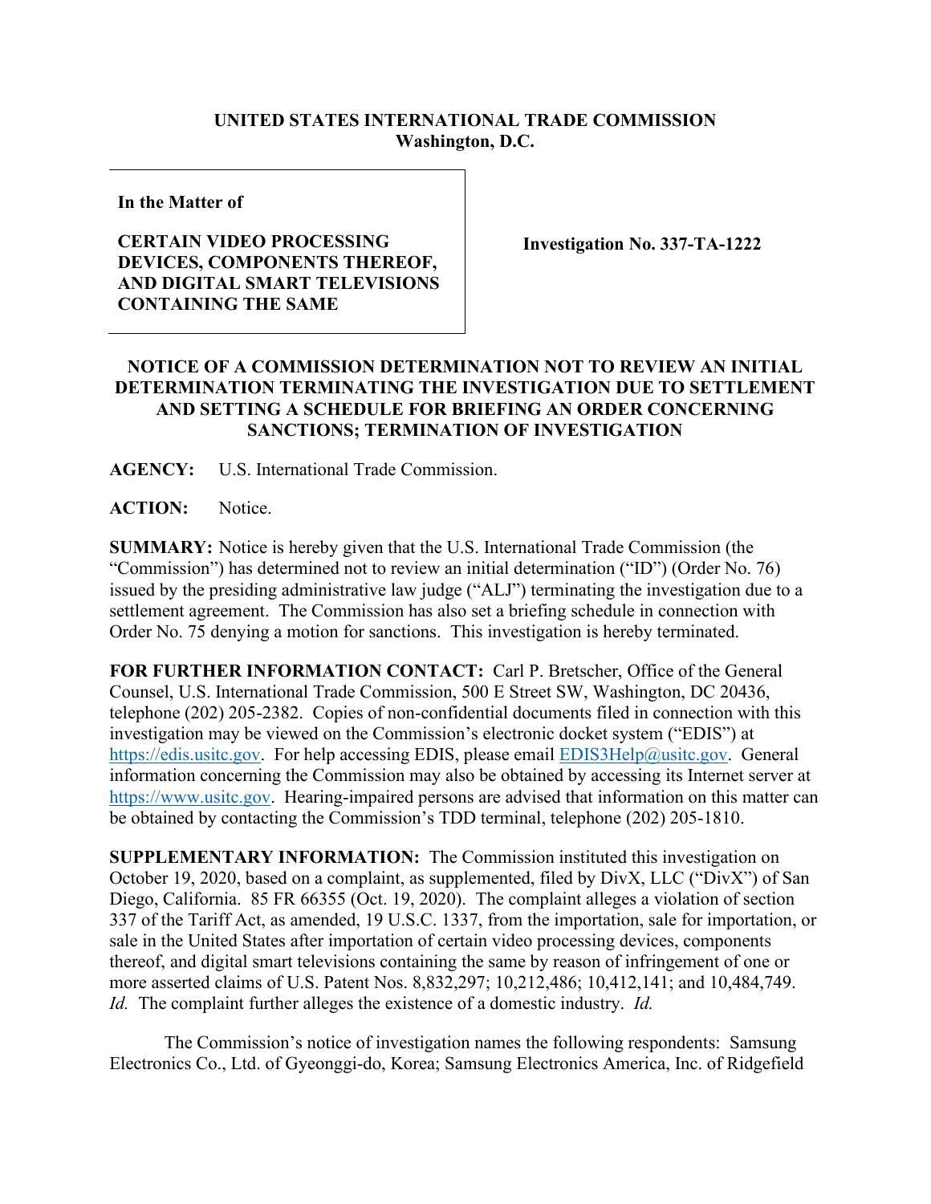**UNITED STATES INTERNATIONAL TRADE COMMISSION**
**Washington, D.C.**

| In the Matter of | |
|---|---|
| **CERTAIN VIDEO PROCESSING DEVICES, COMPONENTS THEREOF, AND DIGITAL SMART TELEVISIONS CONTAINING THE SAME** | **Investigation No. 337-TA-1222** |

## NOTICE OF A COMMISSION DETERMINATION NOT TO REVIEW AN INITIAL DETERMINATION TERMINATING THE INVESTIGATION DUE TO SETTLEMENT AND SETTING A SCHEDULE FOR BRIEFING AN ORDER CONCERNING SANCTIONS; TERMINATION OF INVESTIGATION

**AGENCY:** U.S. International Trade Commission.

**ACTION:** Notice.

**SUMMARY:** Notice is hereby given that the U.S. International Trade Commission (the "Commission") has determined not to review an initial determination ("ID") (Order No. 76) issued by the presiding administrative law judge ("ALJ") terminating the investigation due to a settlement agreement. The Commission has also set a briefing schedule in connection with Order No. 75 denying a motion for sanctions. This investigation is hereby terminated.

**FOR FURTHER INFORMATION CONTACT:** Carl P. Bretscher, Office of the General Counsel, U.S. International Trade Commission, 500 E Street SW, Washington, DC 20436, telephone (202) 205-2382. Copies of non-confidential documents filed in connection with this investigation may be viewed on the Commission's electronic docket system ("EDIS") at https://edis.usitc.gov. For help accessing EDIS, please email EDIS3Help@usitc.gov. General information concerning the Commission may also be obtained by accessing its Internet server at https://www.usitc.gov. Hearing-impaired persons are advised that information on this matter can be obtained by contacting the Commission's TDD terminal, telephone (202) 205-1810.

**SUPPLEMENTARY INFORMATION:** The Commission instituted this investigation on October 19, 2020, based on a complaint, as supplemented, filed by DivX, LLC ("DivX") of San Diego, California. 85 FR 66355 (Oct. 19, 2020). The complaint alleges a violation of section 337 of the Tariff Act, as amended, 19 U.S.C. 1337, from the importation, sale for importation, or sale in the United States after importation of certain video processing devices, components thereof, and digital smart televisions containing the same by reason of infringement of one or more asserted claims of U.S. Patent Nos. 8,832,297; 10,212,486; 10,412,141; and 10,484,749. *Id.* The complaint further alleges the existence of a domestic industry. *Id.*

The Commission's notice of investigation names the following respondents: Samsung Electronics Co., Ltd. of Gyeonggi-do, Korea; Samsung Electronics America, Inc. of Ridgefield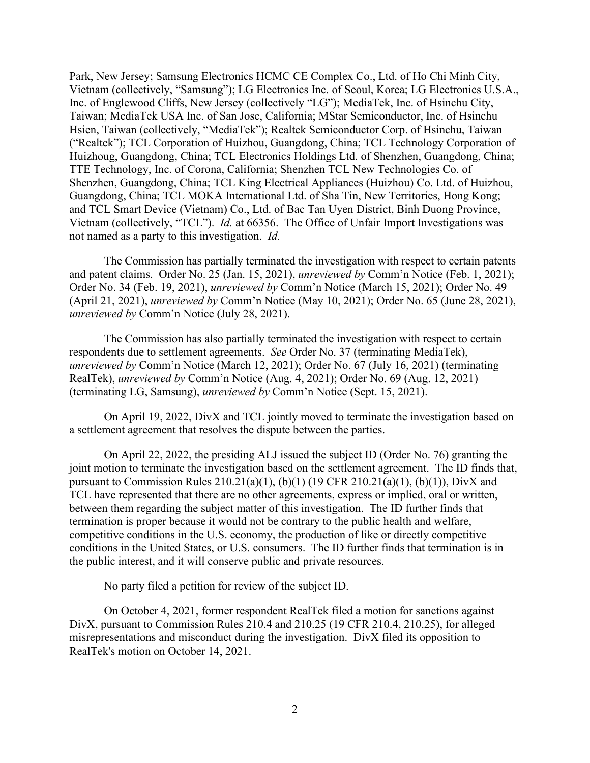Park, New Jersey; Samsung Electronics HCMC CE Complex Co., Ltd. of Ho Chi Minh City, Vietnam (collectively, "Samsung"); LG Electronics Inc. of Seoul, Korea; LG Electronics U.S.A., Inc. of Englewood Cliffs, New Jersey (collectively "LG"); MediaTek, Inc. of Hsinchu City, Taiwan; MediaTek USA Inc. of San Jose, California; MStar Semiconductor, Inc. of Hsinchu Hsien, Taiwan (collectively, "MediaTek"); Realtek Semiconductor Corp. of Hsinchu, Taiwan ("Realtek"); TCL Corporation of Huizhou, Guangdong, China; TCL Technology Corporation of Huizhoug, Guangdong, China; TCL Electronics Holdings Ltd. of Shenzhen, Guangdong, China; TTE Technology, Inc. of Corona, California; Shenzhen TCL New Technologies Co. of Shenzhen, Guangdong, China; TCL King Electrical Appliances (Huizhou) Co. Ltd. of Huizhou, Guangdong, China; TCL MOKA International Ltd. of Sha Tin, New Territories, Hong Kong; and TCL Smart Device (Vietnam) Co., Ltd. of Bac Tan Uyen District, Binh Duong Province, Vietnam (collectively, "TCL"). *Id.* at 66356. The Office of Unfair Import Investigations was not named as a party to this investigation. *Id.*

The Commission has partially terminated the investigation with respect to certain patents and patent claims. Order No. 25 (Jan. 15, 2021), *unreviewed by* Comm'n Notice (Feb. 1, 2021); Order No. 34 (Feb. 19, 2021), *unreviewed by* Comm'n Notice (March 15, 2021); Order No. 49 (April 21, 2021), *unreviewed by* Comm'n Notice (May 10, 2021); Order No. 65 (June 28, 2021), *unreviewed by* Comm'n Notice (July 28, 2021).

The Commission has also partially terminated the investigation with respect to certain respondents due to settlement agreements. *See* Order No. 37 (terminating MediaTek), *unreviewed by* Comm'n Notice (March 12, 2021); Order No. 67 (July 16, 2021) (terminating RealTek), *unreviewed by* Comm'n Notice (Aug. 4, 2021); Order No. 69 (Aug. 12, 2021) (terminating LG, Samsung), *unreviewed by* Comm'n Notice (Sept. 15, 2021).

On April 19, 2022, DivX and TCL jointly moved to terminate the investigation based on a settlement agreement that resolves the dispute between the parties.

On April 22, 2022, the presiding ALJ issued the subject ID (Order No. 76) granting the joint motion to terminate the investigation based on the settlement agreement. The ID finds that, pursuant to Commission Rules 210.21(a)(1), (b)(1) (19 CFR 210.21(a)(1), (b)(1)), DivX and TCL have represented that there are no other agreements, express or implied, oral or written, between them regarding the subject matter of this investigation. The ID further finds that termination is proper because it would not be contrary to the public health and welfare, competitive conditions in the U.S. economy, the production of like or directly competitive conditions in the United States, or U.S. consumers. The ID further finds that termination is in the public interest, and it will conserve public and private resources.

No party filed a petition for review of the subject ID.

On October 4, 2021, former respondent RealTek filed a motion for sanctions against DivX, pursuant to Commission Rules 210.4 and 210.25 (19 CFR 210.4, 210.25), for alleged misrepresentations and misconduct during the investigation. DivX filed its opposition to RealTek's motion on October 14, 2021.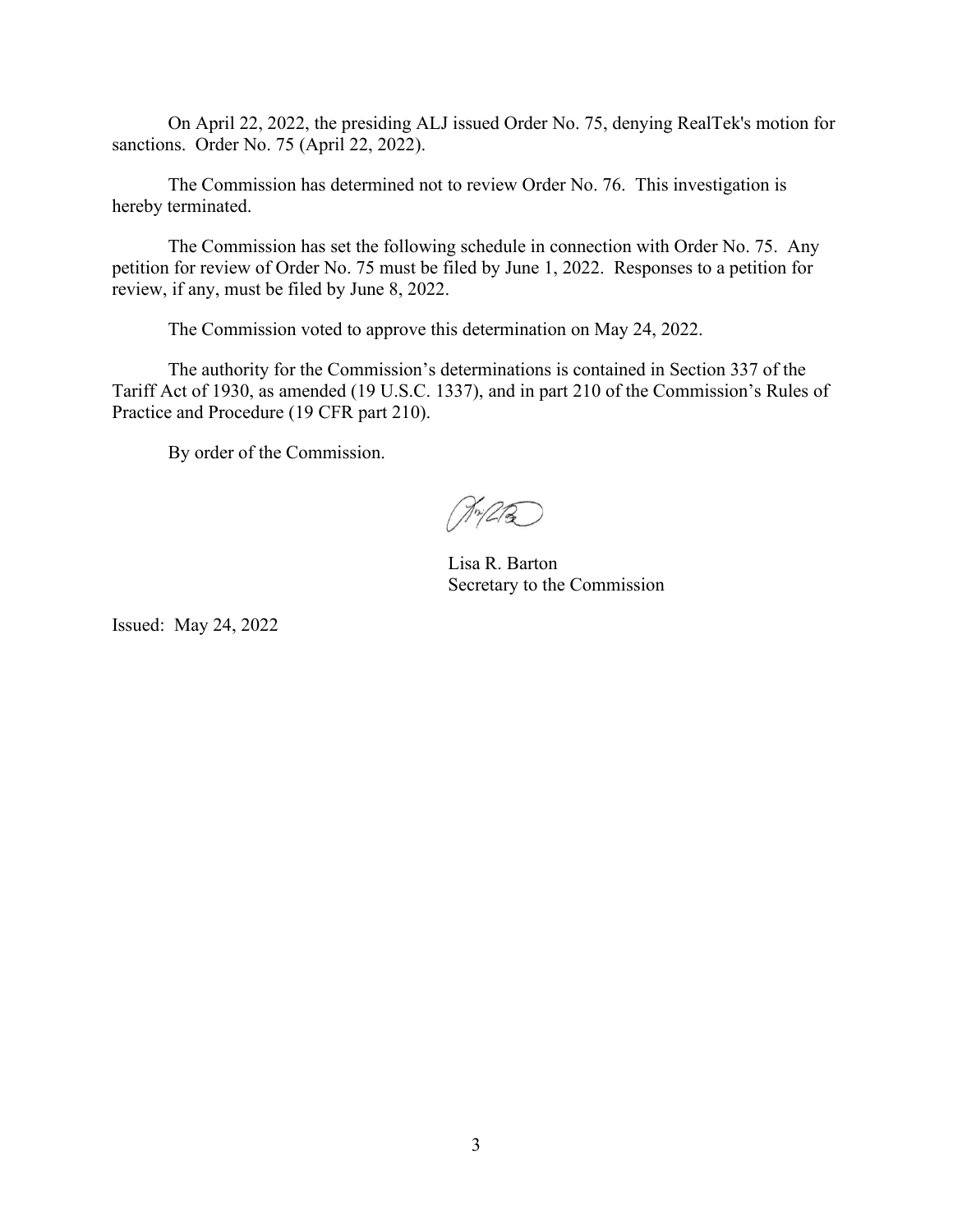On April 22, 2022, the presiding ALJ issued Order No. 75, denying RealTek's motion for sanctions. Order No. 75 (April 22, 2022).

The Commission has determined not to review Order No. 76. This investigation is hereby terminated.

The Commission has set the following schedule in connection with Order No. 75. Any petition for review of Order No. 75 must be filed by June 1, 2022. Responses to a petition for review, if any, must be filed by June 8, 2022.

The Commission voted to approve this determination on May 24, 2022.

The authority for the Commission's determinations is contained in Section 337 of the Tariff Act of 1930, as amended (19 U.S.C. 1337), and in part 210 of the Commission's Rules of Practice and Procedure (19 CFR part 210).

By order of the Commission.

Lisa R. Barton
Secretary to the Commission

Issued: May 24, 2022